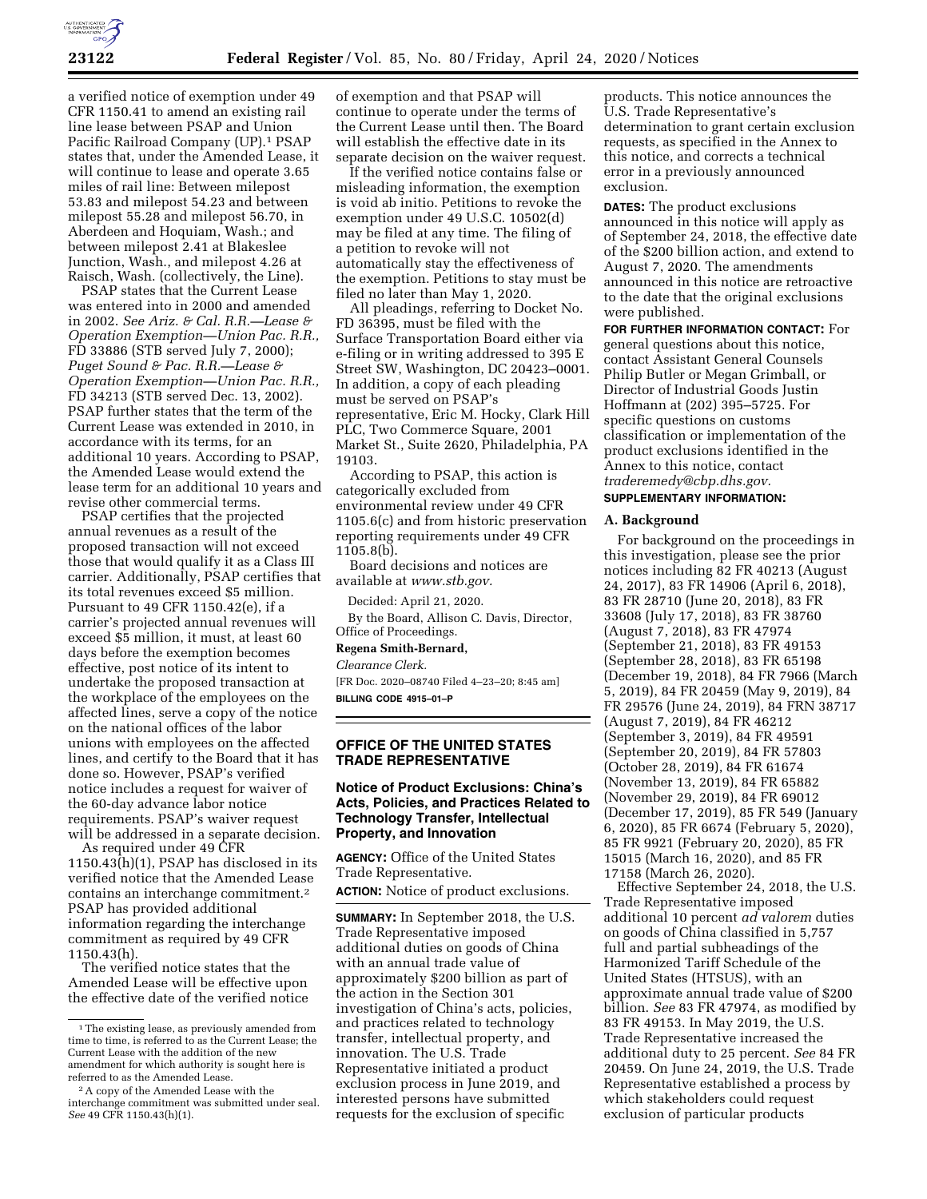a verified notice of exemption under 49 CFR 1150.41 to amend an existing rail line lease between PSAP and Union Pacific Railroad Company (UP).[1] PSAP states that, under the Amended Lease, it will continue to lease and operate 3.65 miles of rail line: Between milepost 53.83 and milepost 54.23 and between milepost 55.28 and milepost 56.70, in Aberdeen and Hoquiam, Wash.; and between milepost 2.41 at Blakeslee Junction, Wash., and milepost 4.26 at Raisch, Wash. (collectively, the Line).

PSAP states that the Current Lease was entered into in 2000 and amended in 2002. *See Ariz. & Cal. R.R.—Lease & Operation Exemption—Union Pac. R.R.,* FD 33886 (STB served July 7, 2000); *Puget Sound & Pac. R.R.—Lease & Operation Exemption—Union Pac. R.R.,* FD 34213 (STB served Dec. 13, 2002). PSAP further states that the term of the Current Lease was extended in 2010, in accordance with its terms, for an additional 10 years. According to PSAP, the Amended Lease would extend the lease term for an additional 10 years and revise other commercial terms.

PSAP certifies that the projected annual revenues as a result of the proposed transaction will not exceed those that would qualify it as a Class III carrier. Additionally, PSAP certifies that its total revenues exceed $5 million. Pursuant to 49 CFR 1150.42(e), if a carrier's projected annual revenues will exceed $5 million, it must, at least 60 days before the exemption becomes effective, post notice of its intent to undertake the proposed transaction at the workplace of the employees on the affected lines, serve a copy of the notice on the national offices of the labor unions with employees on the affected lines, and certify to the Board that it has done so. However, PSAP's verified notice includes a request for waiver of the 60-day advance labor notice requirements. PSAP's waiver request will be addressed in a separate decision.

As required under 49 CFR 1150.43(h)(1), PSAP has disclosed in its verified notice that the Amended Lease contains an interchange commitment.[2] PSAP has provided additional information regarding the interchange commitment as required by 49 CFR 1150.43(h).

The verified notice states that the Amended Lease will be effective upon the effective date of the verified notice of exemption and that PSAP will continue to operate under the terms of the Current Lease until then. The Board will establish the effective date in its separate decision on the waiver request.

If the verified notice contains false or misleading information, the exemption is void ab initio. Petitions to revoke the exemption under 49 U.S.C. 10502(d) may be filed at any time. The filing of a petition to revoke will not automatically stay the effectiveness of the exemption. Petitions to stay must be filed no later than May 1, 2020.

All pleadings, referring to Docket No. FD 36395, must be filed with the Surface Transportation Board either via e-filing or in writing addressed to 395 E Street SW, Washington, DC 20423–0001. In addition, a copy of each pleading must be served on PSAP's representative, Eric M. Hocky, Clark Hill PLC, Two Commerce Square, 2001 Market St., Suite 2620, Philadelphia, PA 19103.

According to PSAP, this action is categorically excluded from environmental review under 49 CFR 1105.6(c) and from historic preservation reporting requirements under 49 CFR 1105.8(b).

Board decisions and notices are available at *www.stb.gov.*

Decided: April 21, 2020.

By the Board, Allison C. Davis, Director, Office of Proceedings.

**Regena Smith-Bernard,**

*Clearance Clerk.*

[FR Doc. 2020–08740 Filed 4–23–20; 8:45 am]

**BILLING CODE 4915–01–P**

[1] The existing lease, as previously amended from time to time, is referred to as the Current Lease; the Current Lease with the addition of the new amendment for which authority is sought here is referred to as the Amended Lease.

[2] A copy of the Amended Lease with the interchange commitment was submitted under seal. *See* 49 CFR 1150.43(h)(1).

## OFFICE OF THE UNITED STATES TRADE REPRESENTATIVE

### Notice of Product Exclusions: China's Acts, Policies, and Practices Related to Technology Transfer, Intellectual Property, and Innovation

**AGENCY:** Office of the United States Trade Representative.

**ACTION:** Notice of product exclusions.

**SUMMARY:** In September 2018, the U.S. Trade Representative imposed additional duties on goods of China with an annual trade value of approximately $200 billion as part of the action in the Section 301 investigation of China's acts, policies, and practices related to technology transfer, intellectual property, and innovation. The U.S. Trade Representative initiated a product exclusion process in June 2019, and interested persons have submitted requests for the exclusion of specific products. This notice announces the U.S. Trade Representative's determination to grant certain exclusion requests, as specified in the Annex to this notice, and corrects a technical error in a previously announced exclusion.

**DATES:** The product exclusions announced in this notice will apply as of September 24, 2018, the effective date of the $200 billion action, and extend to August 7, 2020. The amendments announced in this notice are retroactive to the date that the original exclusions were published.

**FOR FURTHER INFORMATION CONTACT:** For general questions about this notice, contact Assistant General Counsels Philip Butler or Megan Grimball, or Director of Industrial Goods Justin Hoffmann at (202) 395–5725. For specific questions on customs classification or implementation of the product exclusions identified in the Annex to this notice, contact *traderemedy@cbp.dhs.gov.*

**SUPPLEMENTARY INFORMATION:**

**A. Background**

For background on the proceedings in this investigation, please see the prior notices including 82 FR 40213 (August 24, 2017), 83 FR 14906 (April 6, 2018), 83 FR 28710 (June 20, 2018), 83 FR 33608 (July 17, 2018), 83 FR 38760 (August 7, 2018), 83 FR 47974 (September 21, 2018), 83 FR 49153 (September 28, 2018), 83 FR 65198 (December 19, 2018), 84 FR 7966 (March 5, 2019), 84 FR 20459 (May 9, 2019), 84 FR 29576 (June 24, 2019), 84 FRN 38717 (August 7, 2019), 84 FR 46212 (September 3, 2019), 84 FR 49591 (September 20, 2019), 84 FR 57803 (October 28, 2019), 84 FR 61674 (November 13, 2019), 84 FR 65882 (November 29, 2019), 84 FR 69012 (December 17, 2019), 85 FR 549 (January 6, 2020), 85 FR 6674 (February 5, 2020), 85 FR 9921 (February 20, 2020), 85 FR 15015 (March 16, 2020), and 85 FR 17158 (March 26, 2020).

Effective September 24, 2018, the U.S. Trade Representative imposed additional 10 percent *ad valorem* duties on goods of China classified in 5,757 full and partial subheadings of the Harmonized Tariff Schedule of the United States (HTSUS), with an approximate annual trade value of $200 billion. *See* 83 FR 47974, as modified by 83 FR 49153. In May 2019, the U.S. Trade Representative increased the additional duty to 25 percent. *See* 84 FR 20459. On June 24, 2019, the U.S. Trade Representative established a process by which stakeholders could request exclusion of particular products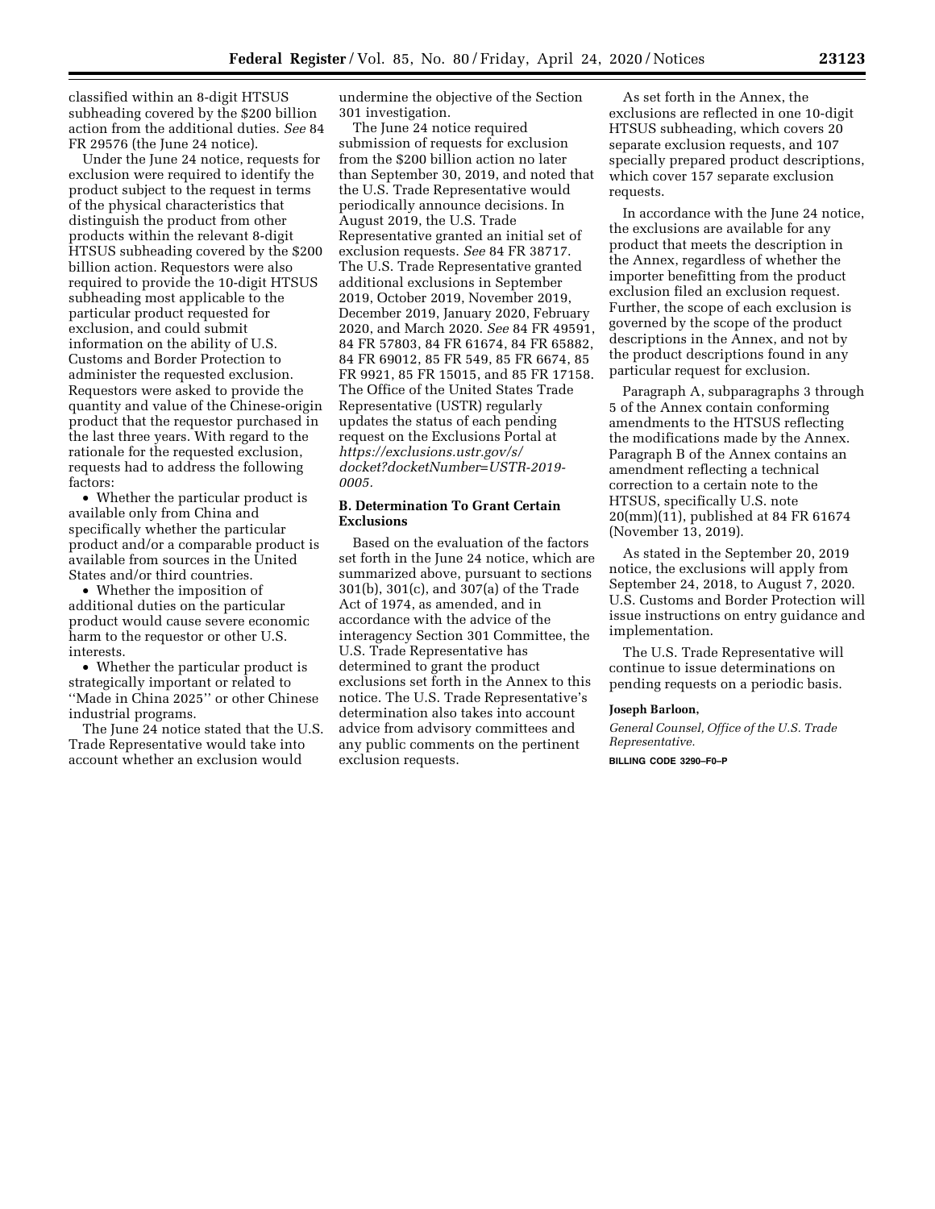classified within an 8-digit HTSUS subheading covered by the $200 billion action from the additional duties. *See* 84 FR 29576 (the June 24 notice).

Under the June 24 notice, requests for exclusion were required to identify the product subject to the request in terms of the physical characteristics that distinguish the product from other products within the relevant 8-digit HTSUS subheading covered by the $200 billion action. Requestors were also required to provide the 10-digit HTSUS subheading most applicable to the particular product requested for exclusion, and could submit information on the ability of U.S. Customs and Border Protection to administer the requested exclusion. Requestors were asked to provide the quantity and value of the Chinese-origin product that the requestor purchased in the last three years. With regard to the rationale for the requested exclusion, requests had to address the following factors:

- Whether the particular product is available only from China and specifically whether the particular product and/or a comparable product is available from sources in the United States and/or third countries.
- Whether the imposition of additional duties on the particular product would cause severe economic harm to the requestor or other U.S. interests.
- Whether the particular product is strategically important or related to ''Made in China 2025'' or other Chinese industrial programs.

The June 24 notice stated that the U.S. Trade Representative would take into account whether an exclusion would undermine the objective of the Section 301 investigation.

The June 24 notice required submission of requests for exclusion from the $200 billion action no later than September 30, 2019, and noted that the U.S. Trade Representative would periodically announce decisions. In August 2019, the U.S. Trade Representative granted an initial set of exclusion requests. *See* 84 FR 38717. The U.S. Trade Representative granted additional exclusions in September 2019, October 2019, November 2019, December 2019, January 2020, February 2020, and March 2020. *See* 84 FR 49591, 84 FR 57803, 84 FR 61674, 84 FR 65882, 84 FR 69012, 85 FR 549, 85 FR 6674, 85 FR 9921, 85 FR 15015, and 85 FR 17158. The Office of the United States Trade Representative (USTR) regularly updates the status of each pending request on the Exclusions Portal at *https://exclusions.ustr.gov/s/docket?docketNumber=USTR-2019-0005.*

## B. Determination To Grant Certain Exclusions

Based on the evaluation of the factors set forth in the June 24 notice, which are summarized above, pursuant to sections 301(b), 301(c), and 307(a) of the Trade Act of 1974, as amended, and in accordance with the advice of the interagency Section 301 Committee, the U.S. Trade Representative has determined to grant the product exclusions set forth in the Annex to this notice. The U.S. Trade Representative's determination also takes into account advice from advisory committees and any public comments on the pertinent exclusion requests.

As set forth in the Annex, the exclusions are reflected in one 10-digit HTSUS subheading, which covers 20 separate exclusion requests, and 107 specially prepared product descriptions, which cover 157 separate exclusion requests.

In accordance with the June 24 notice, the exclusions are available for any product that meets the description in the Annex, regardless of whether the importer benefitting from the product exclusion filed an exclusion request. Further, the scope of each exclusion is governed by the scope of the product descriptions in the Annex, and not by the product descriptions found in any particular request for exclusion.

Paragraph A, subparagraphs 3 through 5 of the Annex contain conforming amendments to the HTSUS reflecting the modifications made by the Annex. Paragraph B of the Annex contains an amendment reflecting a technical correction to a certain note to the HTSUS, specifically U.S. note 20(mm)(11), published at 84 FR 61674 (November 13, 2019).

As stated in the September 20, 2019 notice, the exclusions will apply from September 24, 2018, to August 7, 2020. U.S. Customs and Border Protection will issue instructions on entry guidance and implementation.

The U.S. Trade Representative will continue to issue determinations on pending requests on a periodic basis.

**Joseph Barloon,**

*General Counsel, Office of the U.S. Trade Representative.*

**BILLING CODE 3290–F0–P**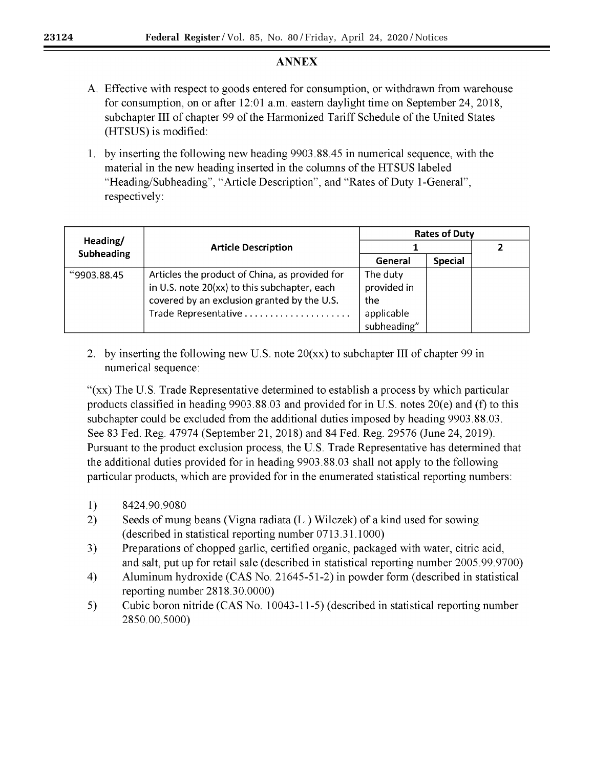## ANNEX

A. Effective with respect to goods entered for consumption, or withdrawn from warehouse for consumption, on or after 12:01 a.m. eastern daylight time on September 24, 2018, subchapter III of chapter 99 of the Harmonized Tariff Schedule of the United States (HTSUS) is modified:

1. by inserting the following new heading 9903.88.45 in numerical sequence, with the material in the new heading inserted in the columns of the HTSUS labeled "Heading/Subheading", "Article Description", and "Rates of Duty 1-General", respectively:

| Heading/ Subheading | Article Description | Rates of Duty | | |
|---|---|---|---|---|
| | | 1 | | 2 |
| | | General | Special | |
| "9903.88.45 | Articles the product of China, as provided for in U.S. note 20(xx) to this subchapter, each covered by an exclusion granted by the U.S. Trade Representative ..................... | The duty provided in the applicable subheading" | | |

2. by inserting the following new U.S. note 20(xx) to subchapter III of chapter 99 in numerical sequence:

"(xx) The U.S. Trade Representative determined to establish a process by which particular products classified in heading 9903.88.03 and provided for in U.S. notes 20(e) and (f) to this subchapter could be excluded from the additional duties imposed by heading 9903.88.03. See 83 Fed. Reg. 47974 (September 21, 2018) and 84 Fed. Reg. 29576 (June 24, 2019). Pursuant to the product exclusion process, the U.S. Trade Representative has determined that the additional duties provided for in heading 9903.88.03 shall not apply to the following particular products, which are provided for in the enumerated statistical reporting numbers:

1) 8424.90.9080
2) Seeds of mung beans (Vigna radiata (L.) Wilczek) of a kind used for sowing (described in statistical reporting number 0713.31.1000)
3) Preparations of chopped garlic, certified organic, packaged with water, citric acid, and salt, put up for retail sale (described in statistical reporting number 2005.99.9700)
4) Aluminum hydroxide (CAS No. 21645-51-2) in powder form (described in statistical reporting number 2818.30.0000)
5) Cubic boron nitride (CAS No. 10043-11-5) (described in statistical reporting number 2850.00.5000)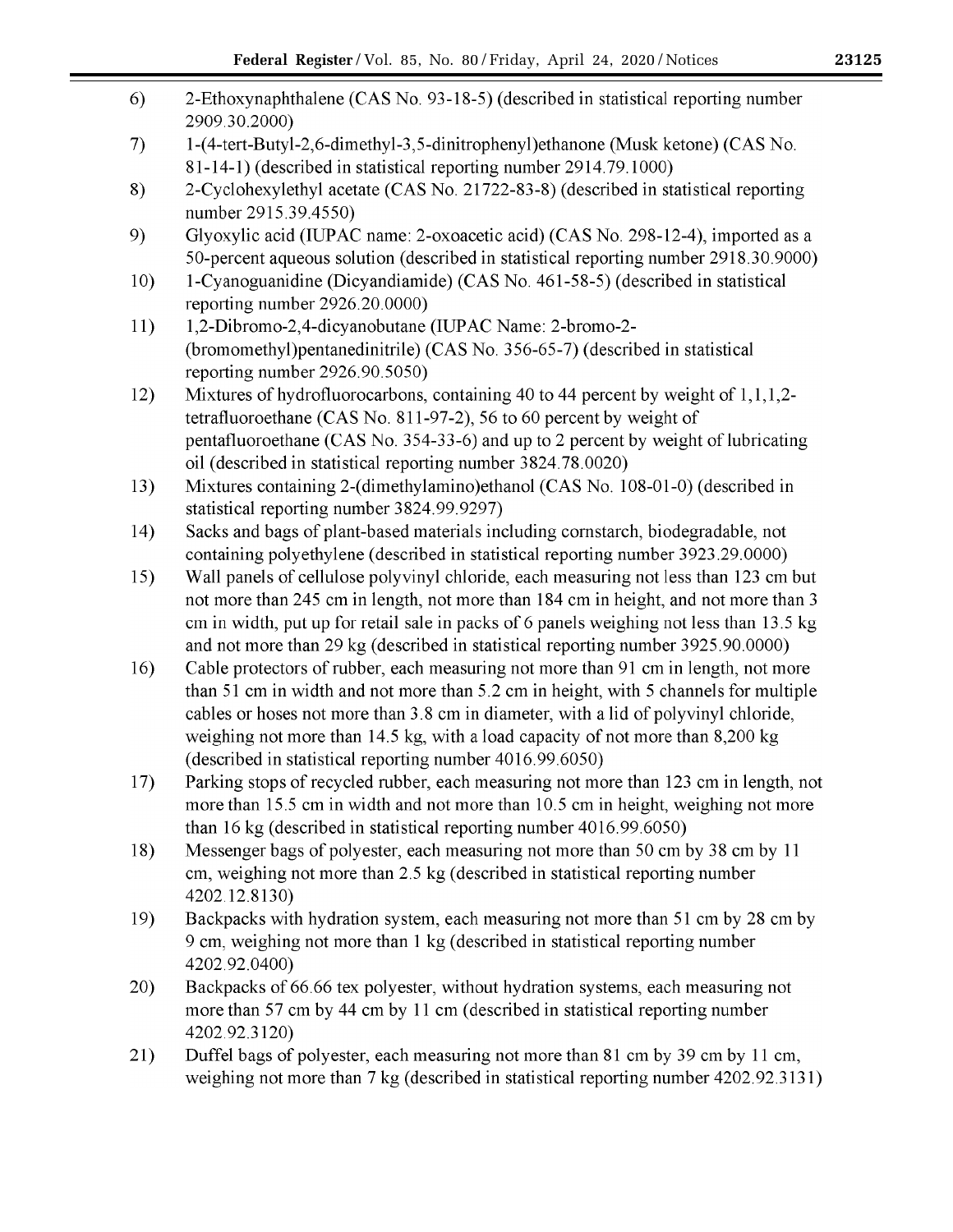6) 2-Ethoxynaphthalene (CAS No. 93-18-5) (described in statistical reporting number 2909.30.2000)

7) 1-(4-tert-Butyl-2,6-dimethyl-3,5-dinitrophenyl)ethanone (Musk ketone) (CAS No. 81-14-1) (described in statistical reporting number 2914.79.1000)

8) 2-Cyclohexylethyl acetate (CAS No. 21722-83-8) (described in statistical reporting number 2915.39.4550)

9) Glyoxylic acid (IUPAC name: 2-oxoacetic acid) (CAS No. 298-12-4), imported as a 50-percent aqueous solution (described in statistical reporting number 2918.30.9000)

10) 1-Cyanoguanidine (Dicyandiamide) (CAS No. 461-58-5) (described in statistical reporting number 2926.20.0000)

11) 1,2-Dibromo-2,4-dicyanobutane (IUPAC Name: 2-bromo-2-(bromomethyl)pentanedinitrile) (CAS No. 356-65-7) (described in statistical reporting number 2926.90.5050)

12) Mixtures of hydrofluorocarbons, containing 40 to 44 percent by weight of 1,1,1,2-tetrafluoroethane (CAS No. 811-97-2), 56 to 60 percent by weight of pentafluoroethane (CAS No. 354-33-6) and up to 2 percent by weight of lubricating oil (described in statistical reporting number 3824.78.0020)

13) Mixtures containing 2-(dimethylamino)ethanol (CAS No. 108-01-0) (described in statistical reporting number 3824.99.9297)

14) Sacks and bags of plant-based materials including cornstarch, biodegradable, not containing polyethylene (described in statistical reporting number 3923.29.0000)

15) Wall panels of cellulose polyvinyl chloride, each measuring not less than 123 cm but not more than 245 cm in length, not more than 184 cm in height, and not more than 3 cm in width, put up for retail sale in packs of 6 panels weighing not less than 13.5 kg and not more than 29 kg (described in statistical reporting number 3925.90.0000)

16) Cable protectors of rubber, each measuring not more than 91 cm in length, not more than 51 cm in width and not more than 5.2 cm in height, with 5 channels for multiple cables or hoses not more than 3.8 cm in diameter, with a lid of polyvinyl chloride, weighing not more than 14.5 kg, with a load capacity of not more than 8,200 kg (described in statistical reporting number 4016.99.6050)

17) Parking stops of recycled rubber, each measuring not more than 123 cm in length, not more than 15.5 cm in width and not more than 10.5 cm in height, weighing not more than 16 kg (described in statistical reporting number 4016.99.6050)

18) Messenger bags of polyester, each measuring not more than 50 cm by 38 cm by 11 cm, weighing not more than 2.5 kg (described in statistical reporting number 4202.12.8130)

19) Backpacks with hydration system, each measuring not more than 51 cm by 28 cm by 9 cm, weighing not more than 1 kg (described in statistical reporting number 4202.92.0400)

20) Backpacks of 66.66 tex polyester, without hydration systems, each measuring not more than 57 cm by 44 cm by 11 cm (described in statistical reporting number 4202.92.3120)

21) Duffel bags of polyester, each measuring not more than 81 cm by 39 cm by 11 cm, weighing not more than 7 kg (described in statistical reporting number 4202.92.3131)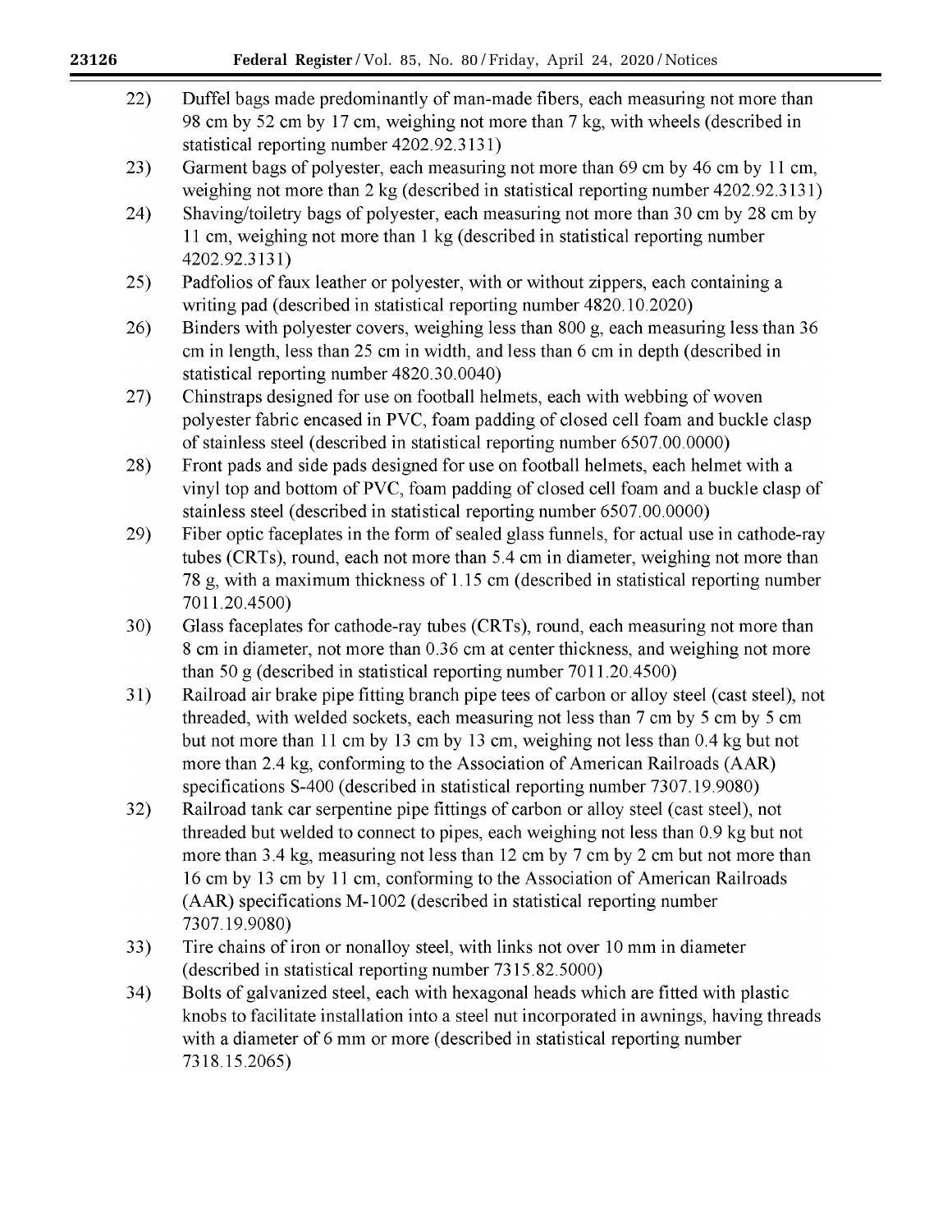22) Duffel bags made predominantly of man-made fibers, each measuring not more than 98 cm by 52 cm by 17 cm, weighing not more than 7 kg, with wheels (described in statistical reporting number 4202.92.3131)

23) Garment bags of polyester, each measuring not more than 69 cm by 46 cm by 11 cm, weighing not more than 2 kg (described in statistical reporting number 4202.92.3131)

24) Shaving/toiletry bags of polyester, each measuring not more than 30 cm by 28 cm by 11 cm, weighing not more than 1 kg (described in statistical reporting number 4202.92.3131)

25) Padfolios of faux leather or polyester, with or without zippers, each containing a writing pad (described in statistical reporting number 4820.10.2020)

26) Binders with polyester covers, weighing less than 800 g, each measuring less than 36 cm in length, less than 25 cm in width, and less than 6 cm in depth (described in statistical reporting number 4820.30.0040)

27) Chinstraps designed for use on football helmets, each with webbing of woven polyester fabric encased in PVC, foam padding of closed cell foam and buckle clasp of stainless steel (described in statistical reporting number 6507.00.0000)

28) Front pads and side pads designed for use on football helmets, each helmet with a vinyl top and bottom of PVC, foam padding of closed cell foam and a buckle clasp of stainless steel (described in statistical reporting number 6507.00.0000)

29) Fiber optic faceplates in the form of sealed glass funnels, for actual use in cathode-ray tubes (CRTs), round, each not more than 5.4 cm in diameter, weighing not more than 78 g, with a maximum thickness of 1.15 cm (described in statistical reporting number 7011.20.4500)

30) Glass faceplates for cathode-ray tubes (CRTs), round, each measuring not more than 8 cm in diameter, not more than 0.36 cm at center thickness, and weighing not more than 50 g (described in statistical reporting number 7011.20.4500)

31) Railroad air brake pipe fitting branch pipe tees of carbon or alloy steel (cast steel), not threaded, with welded sockets, each measuring not less than 7 cm by 5 cm by 5 cm but not more than 11 cm by 13 cm by 13 cm, weighing not less than 0.4 kg but not more than 2.4 kg, conforming to the Association of American Railroads (AAR) specifications S-400 (described in statistical reporting number 7307.19.9080)

32) Railroad tank car serpentine pipe fittings of carbon or alloy steel (cast steel), not threaded but welded to connect to pipes, each weighing not less than 0.9 kg but not more than 3.4 kg, measuring not less than 12 cm by 7 cm by 2 cm but not more than 16 cm by 13 cm by 11 cm, conforming to the Association of American Railroads (AAR) specifications M-1002 (described in statistical reporting number 7307.19.9080)

33) Tire chains of iron or nonalloy steel, with links not over 10 mm in diameter (described in statistical reporting number 7315.82.5000)

34) Bolts of galvanized steel, each with hexagonal heads which are fitted with plastic knobs to facilitate installation into a steel nut incorporated in awnings, having threads with a diameter of 6 mm or more (described in statistical reporting number 7318.15.2065)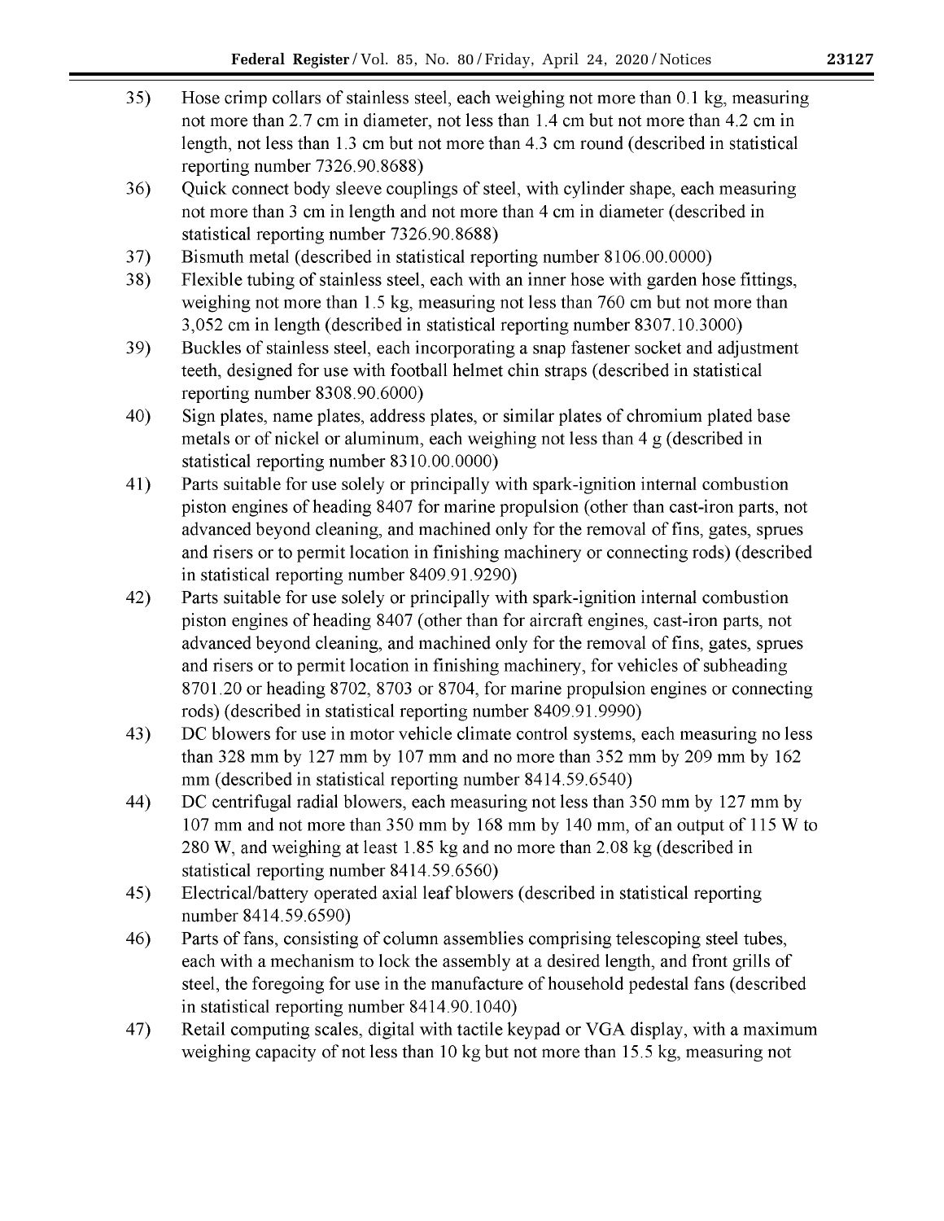35) Hose crimp collars of stainless steel, each weighing not more than 0.1 kg, measuring not more than 2.7 cm in diameter, not less than 1.4 cm but not more than 4.2 cm in length, not less than 1.3 cm but not more than 4.3 cm round (described in statistical reporting number 7326.90.8688)

36) Quick connect body sleeve couplings of steel, with cylinder shape, each measuring not more than 3 cm in length and not more than 4 cm in diameter (described in statistical reporting number 7326.90.8688)

37) Bismuth metal (described in statistical reporting number 8106.00.0000)

38) Flexible tubing of stainless steel, each with an inner hose with garden hose fittings, weighing not more than 1.5 kg, measuring not less than 760 cm but not more than 3,052 cm in length (described in statistical reporting number 8307.10.3000)

39) Buckles of stainless steel, each incorporating a snap fastener socket and adjustment teeth, designed for use with football helmet chin straps (described in statistical reporting number 8308.90.6000)

40) Sign plates, name plates, address plates, or similar plates of chromium plated base metals or of nickel or aluminum, each weighing not less than 4 g (described in statistical reporting number 8310.00.0000)

41) Parts suitable for use solely or principally with spark-ignition internal combustion piston engines of heading 8407 for marine propulsion (other than cast-iron parts, not advanced beyond cleaning, and machined only for the removal of fins, gates, sprues and risers or to permit location in finishing machinery or connecting rods) (described in statistical reporting number 8409.91.9290)

42) Parts suitable for use solely or principally with spark-ignition internal combustion piston engines of heading 8407 (other than for aircraft engines, cast-iron parts, not advanced beyond cleaning, and machined only for the removal of fins, gates, sprues and risers or to permit location in finishing machinery, for vehicles of subheading 8701.20 or heading 8702, 8703 or 8704, for marine propulsion engines or connecting rods) (described in statistical reporting number 8409.91.9990)

43) DC blowers for use in motor vehicle climate control systems, each measuring no less than 328 mm by 127 mm by 107 mm and no more than 352 mm by 209 mm by 162 mm (described in statistical reporting number 8414.59.6540)

44) DC centrifugal radial blowers, each measuring not less than 350 mm by 127 mm by 107 mm and not more than 350 mm by 168 mm by 140 mm, of an output of 115 W to 280 W, and weighing at least 1.85 kg and no more than 2.08 kg (described in statistical reporting number 8414.59.6560)

45) Electrical/battery operated axial leaf blowers (described in statistical reporting number 8414.59.6590)

46) Parts of fans, consisting of column assemblies comprising telescoping steel tubes, each with a mechanism to lock the assembly at a desired length, and front grills of steel, the foregoing for use in the manufacture of household pedestal fans (described in statistical reporting number 8414.90.1040)

47) Retail computing scales, digital with tactile keypad or VGA display, with a maximum weighing capacity of not less than 10 kg but not more than 15.5 kg, measuring not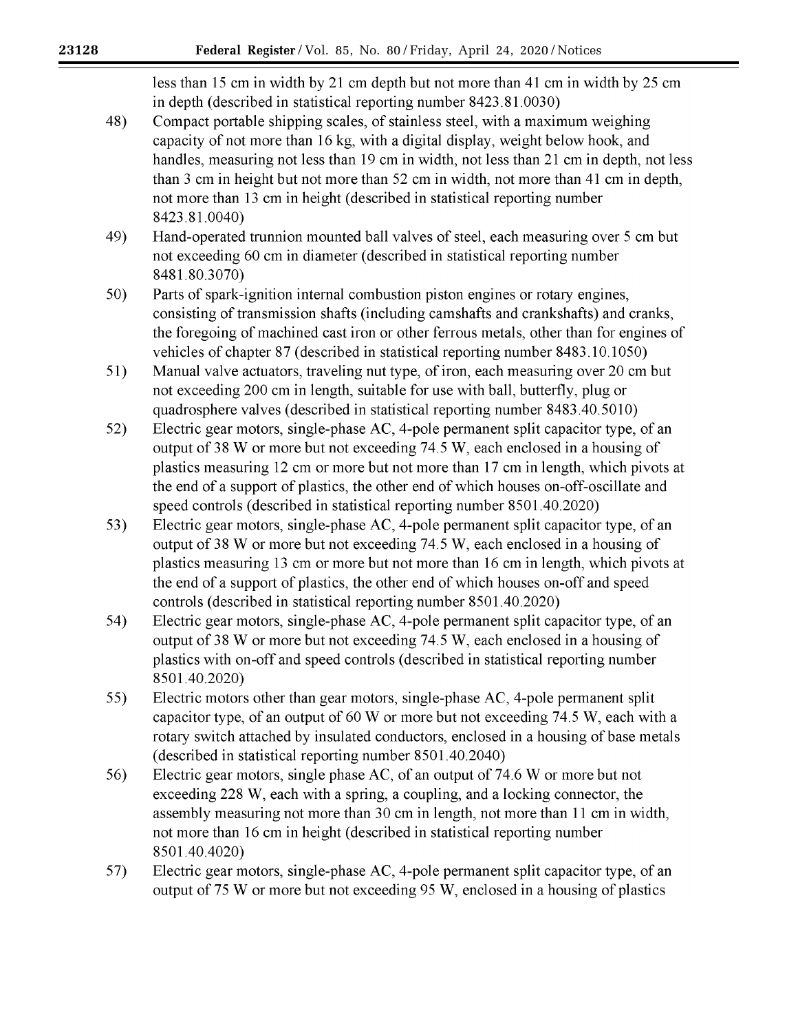less than 15 cm in width by 21 cm depth but not more than 41 cm in width by 25 cm in depth (described in statistical reporting number 8423.81.0030)

48) Compact portable shipping scales, of stainless steel, with a maximum weighing capacity of not more than 16 kg, with a digital display, weight below hook, and handles, measuring not less than 19 cm in width, not less than 21 cm in depth, not less than 3 cm in height but not more than 52 cm in width, not more than 41 cm in depth, not more than 13 cm in height (described in statistical reporting number 8423.81.0040)

49) Hand-operated trunnion mounted ball valves of steel, each measuring over 5 cm but not exceeding 60 cm in diameter (described in statistical reporting number 8481.80.3070)

50) Parts of spark-ignition internal combustion piston engines or rotary engines, consisting of transmission shafts (including camshafts and crankshafts) and cranks, the foregoing of machined cast iron or other ferrous metals, other than for engines of vehicles of chapter 87 (described in statistical reporting number 8483.10.1050)

51) Manual valve actuators, traveling nut type, of iron, each measuring over 20 cm but not exceeding 200 cm in length, suitable for use with ball, butterfly, plug or quadrosphere valves (described in statistical reporting number 8483.40.5010)

52) Electric gear motors, single-phase AC, 4-pole permanent split capacitor type, of an output of 38 W or more but not exceeding 74.5 W, each enclosed in a housing of plastics measuring 12 cm or more but not more than 17 cm in length, which pivots at the end of a support of plastics, the other end of which houses on-off-oscillate and speed controls (described in statistical reporting number 8501.40.2020)

53) Electric gear motors, single-phase AC, 4-pole permanent split capacitor type, of an output of 38 W or more but not exceeding 74.5 W, each enclosed in a housing of plastics measuring 13 cm or more but not more than 16 cm in length, which pivots at the end of a support of plastics, the other end of which houses on-off and speed controls (described in statistical reporting number 8501.40.2020)

54) Electric gear motors, single-phase AC, 4-pole permanent split capacitor type, of an output of 38 W or more but not exceeding 74.5 W, each enclosed in a housing of plastics with on-off and speed controls (described in statistical reporting number 8501.40.2020)

55) Electric motors other than gear motors, single-phase AC, 4-pole permanent split capacitor type, of an output of 60 W or more but not exceeding 74.5 W, each with a rotary switch attached by insulated conductors, enclosed in a housing of base metals (described in statistical reporting number 8501.40.2040)

56) Electric gear motors, single phase AC, of an output of 74.6 W or more but not exceeding 228 W, each with a spring, a coupling, and a locking connector, the assembly measuring not more than 30 cm in length, not more than 11 cm in width, not more than 16 cm in height (described in statistical reporting number 8501.40.4020)

57) Electric gear motors, single-phase AC, 4-pole permanent split capacitor type, of an output of 75 W or more but not exceeding 95 W, enclosed in a housing of plastics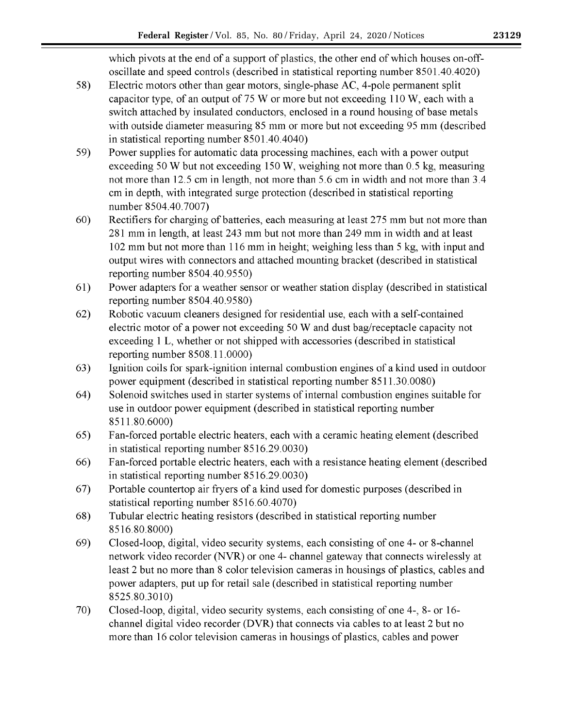which pivots at the end of a support of plastics, the other end of which houses on-off-oscillate and speed controls (described in statistical reporting number 8501.40.4020)

58) Electric motors other than gear motors, single-phase AC, 4-pole permanent split capacitor type, of an output of 75 W or more but not exceeding 110 W, each with a switch attached by insulated conductors, enclosed in a round housing of base metals with outside diameter measuring 85 mm or more but not exceeding 95 mm (described in statistical reporting number 8501.40.4040)

59) Power supplies for automatic data processing machines, each with a power output exceeding 50 W but not exceeding 150 W, weighing not more than 0.5 kg, measuring not more than 12.5 cm in length, not more than 5.6 cm in width and not more than 3.4 cm in depth, with integrated surge protection (described in statistical reporting number 8504.40.7007)

60) Rectifiers for charging of batteries, each measuring at least 275 mm but not more than 281 mm in length, at least 243 mm but not more than 249 mm in width and at least 102 mm but not more than 116 mm in height; weighing less than 5 kg, with input and output wires with connectors and attached mounting bracket (described in statistical reporting number 8504.40.9550)

61) Power adapters for a weather sensor or weather station display (described in statistical reporting number 8504.40.9580)

62) Robotic vacuum cleaners designed for residential use, each with a self-contained electric motor of a power not exceeding 50 W and dust bag/receptacle capacity not exceeding 1 L, whether or not shipped with accessories (described in statistical reporting number 8508.11.0000)

63) Ignition coils for spark-ignition internal combustion engines of a kind used in outdoor power equipment (described in statistical reporting number 8511.30.0080)

64) Solenoid switches used in starter systems of internal combustion engines suitable for use in outdoor power equipment (described in statistical reporting number 8511.80.6000)

65) Fan-forced portable electric heaters, each with a ceramic heating element (described in statistical reporting number 8516.29.0030)

66) Fan-forced portable electric heaters, each with a resistance heating element (described in statistical reporting number 8516.29.0030)

67) Portable countertop air fryers of a kind used for domestic purposes (described in statistical reporting number 8516.60.4070)

68) Tubular electric heating resistors (described in statistical reporting number 8516.80.8000)

69) Closed-loop, digital, video security systems, each consisting of one 4- or 8-channel network video recorder (NVR) or one 4- channel gateway that connects wirelessly at least 2 but no more than 8 color television cameras in housings of plastics, cables and power adapters, put up for retail sale (described in statistical reporting number 8525.80.3010)

70) Closed-loop, digital, video security systems, each consisting of one 4-, 8- or 16-channel digital video recorder (DVR) that connects via cables to at least 2 but no more than 16 color television cameras in housings of plastics, cables and power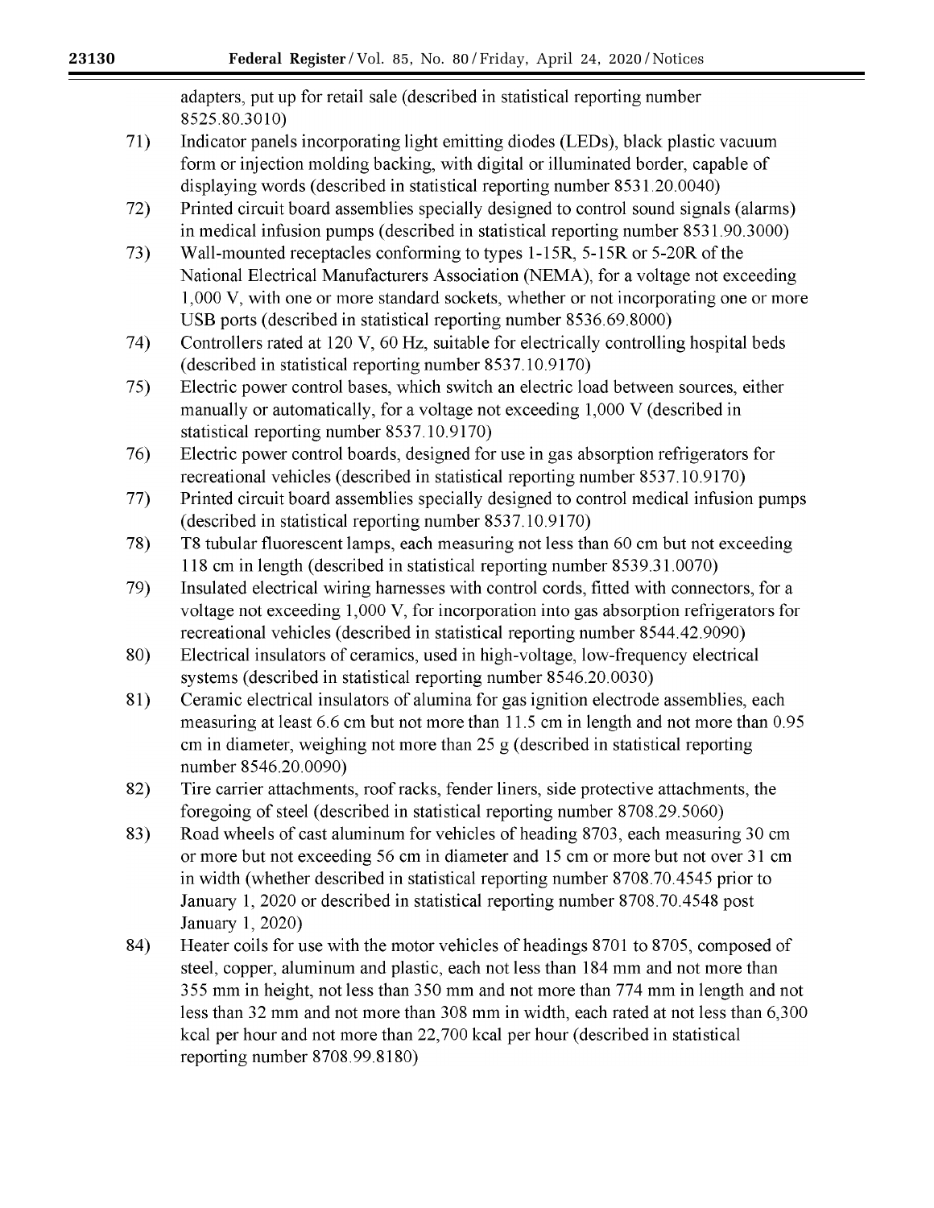adapters, put up for retail sale (described in statistical reporting number 8525.80.3010)

71) Indicator panels incorporating light emitting diodes (LEDs), black plastic vacuum form or injection molding backing, with digital or illuminated border, capable of displaying words (described in statistical reporting number 8531.20.0040)

72) Printed circuit board assemblies specially designed to control sound signals (alarms) in medical infusion pumps (described in statistical reporting number 8531.90.3000)

73) Wall-mounted receptacles conforming to types 1-15R, 5-15R or 5-20R of the National Electrical Manufacturers Association (NEMA), for a voltage not exceeding 1,000 V, with one or more standard sockets, whether or not incorporating one or more USB ports (described in statistical reporting number 8536.69.8000)

74) Controllers rated at 120 V, 60 Hz, suitable for electrically controlling hospital beds (described in statistical reporting number 8537.10.9170)

75) Electric power control bases, which switch an electric load between sources, either manually or automatically, for a voltage not exceeding 1,000 V (described in statistical reporting number 8537.10.9170)

76) Electric power control boards, designed for use in gas absorption refrigerators for recreational vehicles (described in statistical reporting number 8537.10.9170)

77) Printed circuit board assemblies specially designed to control medical infusion pumps (described in statistical reporting number 8537.10.9170)

78) T8 tubular fluorescent lamps, each measuring not less than 60 cm but not exceeding 118 cm in length (described in statistical reporting number 8539.31.0070)

79) Insulated electrical wiring harnesses with control cords, fitted with connectors, for a voltage not exceeding 1,000 V, for incorporation into gas absorption refrigerators for recreational vehicles (described in statistical reporting number 8544.42.9090)

80) Electrical insulators of ceramics, used in high-voltage, low-frequency electrical systems (described in statistical reporting number 8546.20.0030)

81) Ceramic electrical insulators of alumina for gas ignition electrode assemblies, each measuring at least 6.6 cm but not more than 11.5 cm in length and not more than 0.95 cm in diameter, weighing not more than 25 g (described in statistical reporting number 8546.20.0090)

82) Tire carrier attachments, roof racks, fender liners, side protective attachments, the foregoing of steel (described in statistical reporting number 8708.29.5060)

83) Road wheels of cast aluminum for vehicles of heading 8703, each measuring 30 cm or more but not exceeding 56 cm in diameter and 15 cm or more but not over 31 cm in width (whether described in statistical reporting number 8708.70.4545 prior to January 1, 2020 or described in statistical reporting number 8708.70.4548 post January 1, 2020)

84) Heater coils for use with the motor vehicles of headings 8701 to 8705, composed of steel, copper, aluminum and plastic, each not less than 184 mm and not more than 355 mm in height, not less than 350 mm and not more than 774 mm in length and not less than 32 mm and not more than 308 mm in width, each rated at not less than 6,300 kcal per hour and not more than 22,700 kcal per hour (described in statistical reporting number 8708.99.8180)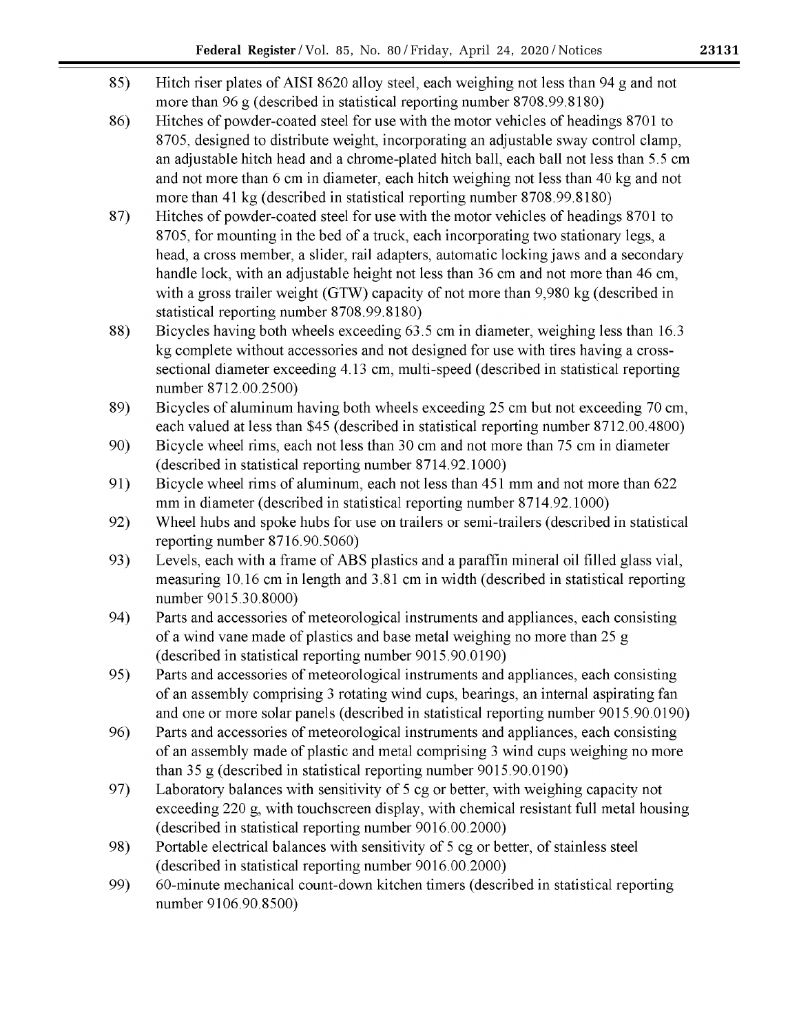85) Hitch riser plates of AISI 8620 alloy steel, each weighing not less than 94 g and not more than 96 g (described in statistical reporting number 8708.99.8180)

86) Hitches of powder-coated steel for use with the motor vehicles of headings 8701 to 8705, designed to distribute weight, incorporating an adjustable sway control clamp, an adjustable hitch head and a chrome-plated hitch ball, each ball not less than 5.5 cm and not more than 6 cm in diameter, each hitch weighing not less than 40 kg and not more than 41 kg (described in statistical reporting number 8708.99.8180)

87) Hitches of powder-coated steel for use with the motor vehicles of headings 8701 to 8705, for mounting in the bed of a truck, each incorporating two stationary legs, a head, a cross member, a slider, rail adapters, automatic locking jaws and a secondary handle lock, with an adjustable height not less than 36 cm and not more than 46 cm, with a gross trailer weight (GTW) capacity of not more than 9,980 kg (described in statistical reporting number 8708.99.8180)

88) Bicycles having both wheels exceeding 63.5 cm in diameter, weighing less than 16.3 kg complete without accessories and not designed for use with tires having a cross-sectional diameter exceeding 4.13 cm, multi-speed (described in statistical reporting number 8712.00.2500)

89) Bicycles of aluminum having both wheels exceeding 25 cm but not exceeding 70 cm, each valued at less than $45 (described in statistical reporting number 8712.00.4800)

90) Bicycle wheel rims, each not less than 30 cm and not more than 75 cm in diameter (described in statistical reporting number 8714.92.1000)

91) Bicycle wheel rims of aluminum, each not less than 451 mm and not more than 622 mm in diameter (described in statistical reporting number 8714.92.1000)

92) Wheel hubs and spoke hubs for use on trailers or semi-trailers (described in statistical reporting number 8716.90.5060)

93) Levels, each with a frame of ABS plastics and a paraffin mineral oil filled glass vial, measuring 10.16 cm in length and 3.81 cm in width (described in statistical reporting number 9015.30.8000)

94) Parts and accessories of meteorological instruments and appliances, each consisting of a wind vane made of plastics and base metal weighing no more than 25 g (described in statistical reporting number 9015.90.0190)

95) Parts and accessories of meteorological instruments and appliances, each consisting of an assembly comprising 3 rotating wind cups, bearings, an internal aspirating fan and one or more solar panels (described in statistical reporting number 9015.90.0190)

96) Parts and accessories of meteorological instruments and appliances, each consisting of an assembly made of plastic and metal comprising 3 wind cups weighing no more than 35 g (described in statistical reporting number 9015.90.0190)

97) Laboratory balances with sensitivity of 5 cg or better, with weighing capacity not exceeding 220 g, with touchscreen display, with chemical resistant full metal housing (described in statistical reporting number 9016.00.2000)

98) Portable electrical balances with sensitivity of 5 cg or better, of stainless steel (described in statistical reporting number 9016.00.2000)

99) 60-minute mechanical count-down kitchen timers (described in statistical reporting number 9106.90.8500)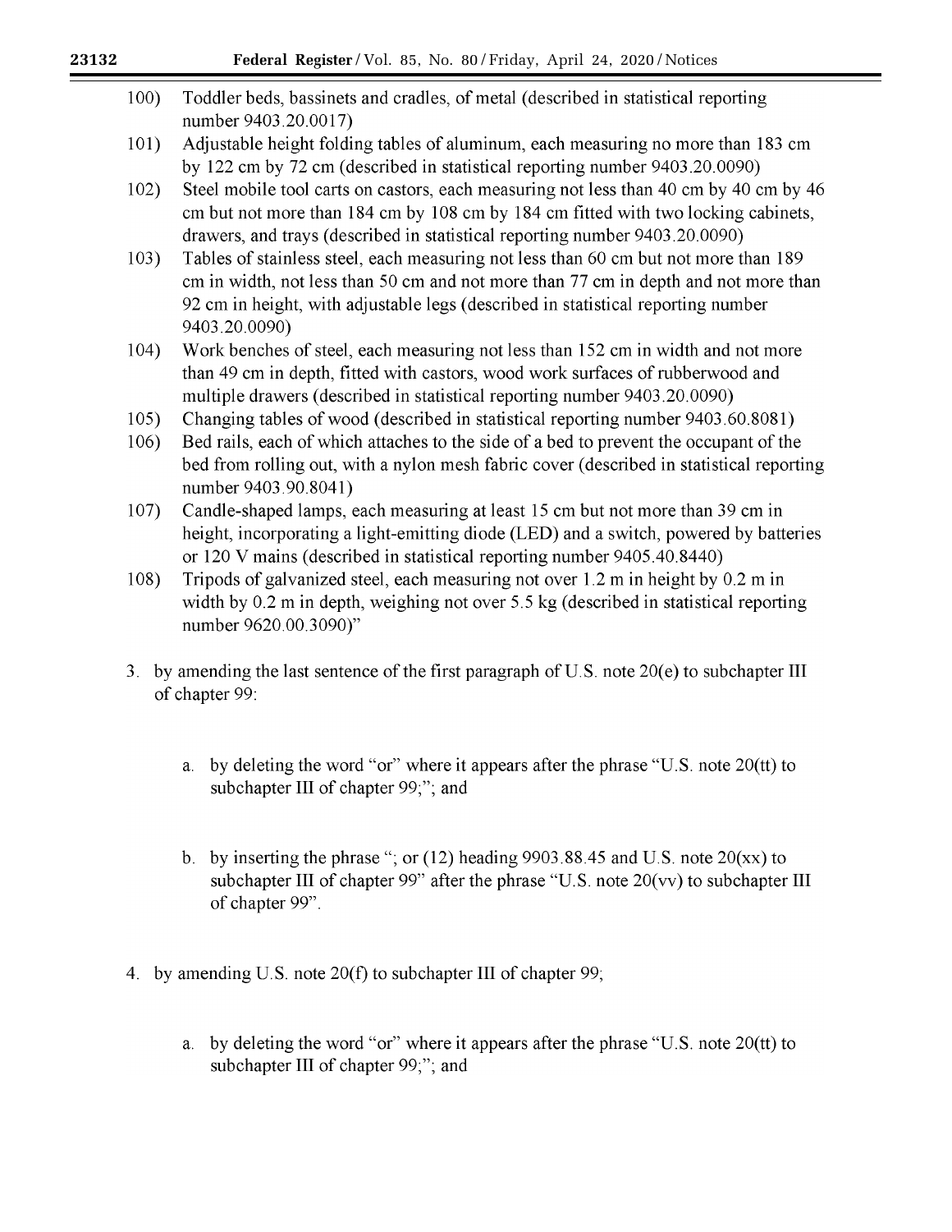100) Toddler beds, bassinets and cradles, of metal (described in statistical reporting number 9403.20.0017)

101) Adjustable height folding tables of aluminum, each measuring no more than 183 cm by 122 cm by 72 cm (described in statistical reporting number 9403.20.0090)

102) Steel mobile tool carts on castors, each measuring not less than 40 cm by 40 cm by 46 cm but not more than 184 cm by 108 cm by 184 cm fitted with two locking cabinets, drawers, and trays (described in statistical reporting number 9403.20.0090)

103) Tables of stainless steel, each measuring not less than 60 cm but not more than 189 cm in width, not less than 50 cm and not more than 77 cm in depth and not more than 92 cm in height, with adjustable legs (described in statistical reporting number 9403.20.0090)

104) Work benches of steel, each measuring not less than 152 cm in width and not more than 49 cm in depth, fitted with castors, wood work surfaces of rubberwood and multiple drawers (described in statistical reporting number 9403.20.0090)

105) Changing tables of wood (described in statistical reporting number 9403.60.8081)

106) Bed rails, each of which attaches to the side of a bed to prevent the occupant of the bed from rolling out, with a nylon mesh fabric cover (described in statistical reporting number 9403.90.8041)

107) Candle-shaped lamps, each measuring at least 15 cm but not more than 39 cm in height, incorporating a light-emitting diode (LED) and a switch, powered by batteries or 120 V mains (described in statistical reporting number 9405.40.8440)

108) Tripods of galvanized steel, each measuring not over 1.2 m in height by 0.2 m in width by 0.2 m in depth, weighing not over 5.5 kg (described in statistical reporting number 9620.00.3090)"

3. by amending the last sentence of the first paragraph of U.S. note 20(e) to subchapter III of chapter 99:

   a. by deleting the word "or" where it appears after the phrase "U.S. note 20(tt) to subchapter III of chapter 99;"; and

   b. by inserting the phrase "; or (12) heading 9903.88.45 and U.S. note 20(xx) to subchapter III of chapter 99" after the phrase "U.S. note 20(vv) to subchapter III of chapter 99".

4. by amending U.S. note 20(f) to subchapter III of chapter 99;

   a. by deleting the word "or" where it appears after the phrase "U.S. note 20(tt) to subchapter III of chapter 99;"; and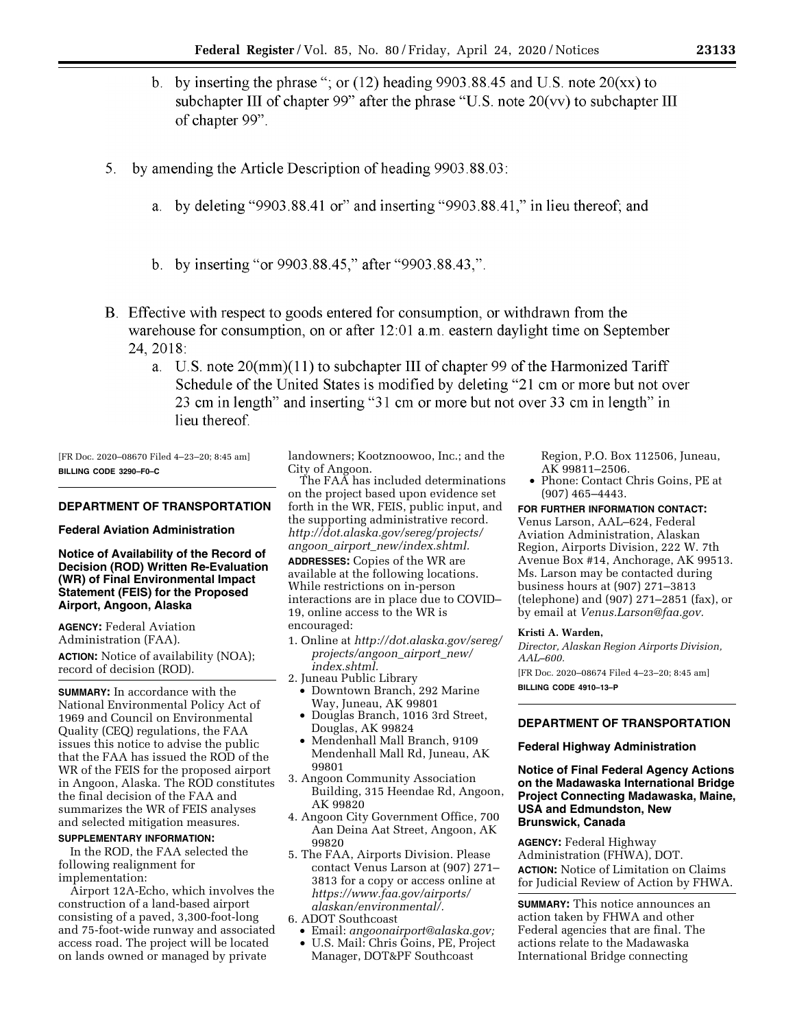b. by inserting the phrase "; or (12) heading 9903.88.45 and U.S. note 20(xx) to subchapter III of chapter 99" after the phrase "U.S. note 20(vv) to subchapter III of chapter 99".

5. by amending the Article Description of heading 9903.88.03:

   a. by deleting "9903.88.41 or" and inserting "9903.88.41," in lieu thereof; and

   b. by inserting "or 9903.88.45," after "9903.88.43,".

B. Effective with respect to goods entered for consumption, or withdrawn from the warehouse for consumption, on or after 12:01 a.m. eastern daylight time on September 24, 2018:

   a. U.S. note 20(mm)(11) to subchapter III of chapter 99 of the Harmonized Tariff Schedule of the United States is modified by deleting "21 cm or more but not over 23 cm in length" and inserting "31 cm or more but not over 33 cm in length" in lieu thereof.

[FR Doc. 2020–08670 Filed 4–23–20; 8:45 am]

**BILLING CODE 3290–F0–C**

---

## DEPARTMENT OF TRANSPORTATION

### Federal Aviation Administration

### Notice of Availability of the Record of Decision (ROD) Written Re-Evaluation (WR) of Final Environmental Impact Statement (FEIS) for the Proposed Airport, Angoon, Alaska

**AGENCY:** Federal Aviation Administration (FAA).

**ACTION:** Notice of availability (NOA); record of decision (ROD).

**SUMMARY:** In accordance with the National Environmental Policy Act of 1969 and Council on Environmental Quality (CEQ) regulations, the FAA issues this notice to advise the public that the FAA has issued the ROD of the WR of the FEIS for the proposed airport in Angoon, Alaska. The ROD constitutes the final decision of the FAA and summarizes the WR of FEIS analyses and selected mitigation measures.

**SUPPLEMENTARY INFORMATION:**

In the ROD, the FAA selected the following realignment for implementation:

Airport 12A-Echo, which involves the construction of a land-based airport consisting of a paved, 3,300-foot-long and 75-foot-wide runway and associated access road. The project will be located on lands owned or managed by private landowners; Kootznoowoo, Inc.; and the City of Angoon.

The FAA has included determinations on the project based upon evidence set forth in the WR, FEIS, public input, and the supporting administrative record. *http://dot.alaska.gov/sereg/projects/angoon_airport_new/index.shtml.*

**ADDRESSES:** Copies of the WR are available at the following locations. While restrictions on in-person interactions are in place due to COVID–19, online access to the WR is encouraged:

1. Online at *http://dot.alaska.gov/sereg/projects/angoon_airport_new/index.shtml.*
2. Juneau Public Library
   - Downtown Branch, 292 Marine Way, Juneau, AK 99801
   - Douglas Branch, 1016 3rd Street, Douglas, AK 99824
   - Mendenhall Mall Branch, 9109 Mendenhall Mall Rd, Juneau, AK 99801
3. Angoon Community Association Building, 315 Heendae Rd, Angoon, AK 99820
4. Angoon City Government Office, 700 Aan Deina Aat Street, Angoon, AK 99820
5. The FAA, Airports Division. Please contact Venus Larson at (907) 271–3813 for a copy or access online at *https://www.faa.gov/airports/alaskan/environmental/.*
6. ADOT Southcoast
   - Email: *angoonairport@alaska.gov;*
   - U.S. Mail: Chris Goins, PE, Project Manager, DOT&PF Southcoast Region, P.O. Box 112506, Juneau, AK 99811–2506.
   - Phone: Contact Chris Goins, PE at (907) 465–4443.

**FOR FURTHER INFORMATION CONTACT:** Venus Larson, AAL–624, Federal Aviation Administration, Alaskan Region, Airports Division, 222 W. 7th Avenue Box #14, Anchorage, AK 99513. Ms. Larson may be contacted during business hours at (907) 271–3813 (telephone) and (907) 271–2851 (fax), or by email at *Venus.Larson@faa.gov.*

**Kristi A. Warden,**

*Director, Alaskan Region Airports Division, AAL–600.*

[FR Doc. 2020–08674 Filed 4–23–20; 8:45 am]

**BILLING CODE 4910–13–P**

---

## DEPARTMENT OF TRANSPORTATION

### Federal Highway Administration

### Notice of Final Federal Agency Actions on the Madawaska International Bridge Project Connecting Madawaska, Maine, USA and Edmundston, New Brunswick, Canada

**AGENCY:** Federal Highway Administration (FHWA), DOT.

**ACTION:** Notice of Limitation on Claims for Judicial Review of Action by FHWA.

**SUMMARY:** This notice announces an action taken by FHWA and other Federal agencies that are final. The actions relate to the Madawaska International Bridge connecting